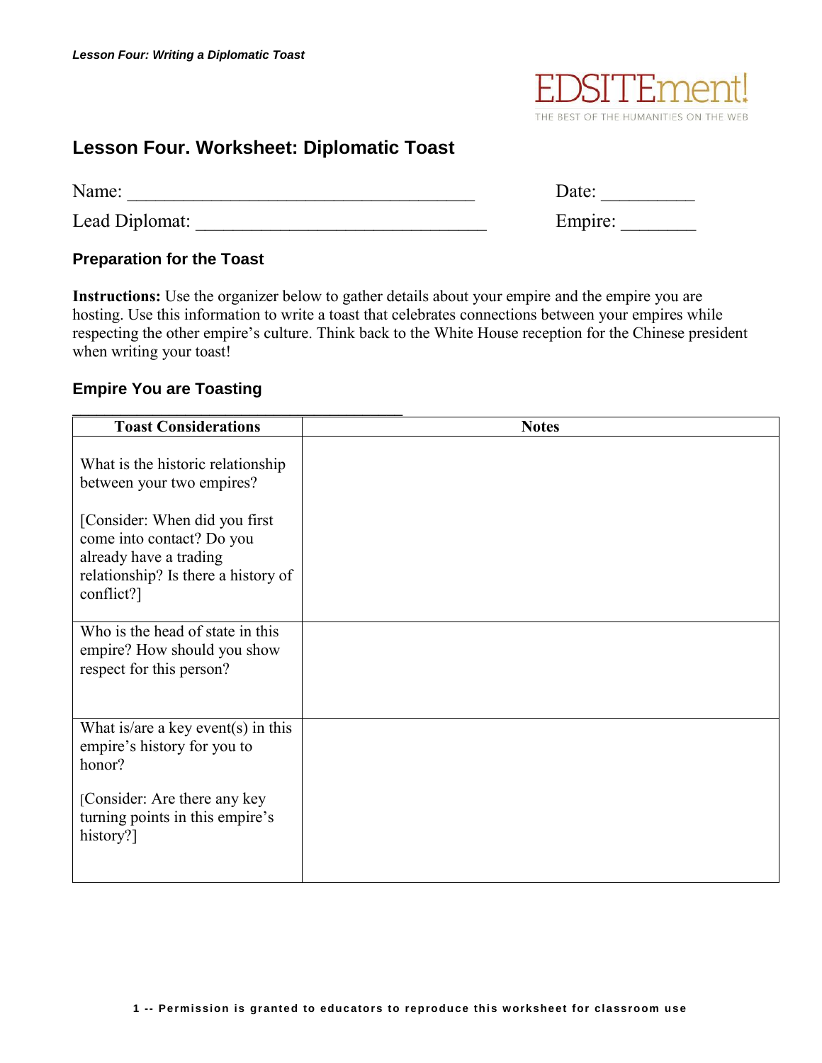## Lesson Four. Worksheet: Diplomatic Toast

Name: ____________________________________ Date: __________

Lead Diplomat: ______________________________ Empire: ________

### Preparation for the Toast

**Instructions:** Use the organizer below to gather details about your empire and the empire you are hosting. Use this information to write a toast that celebrates connections between your empires while respecting the other empire's culture. Think back to the White House reception for the Chinese president when writing your toast!

### Empire You are Toasting

__________________________________

| Toast Considerations | Notes |
|---|---|
| What is the historic relationship between your two empires?<br><br>[Consider: When did you first come into contact? Do you already have a trading relationship? Is there a history of conflict?] | |
| Who is the head of state in this empire? How should you show respect for this person? | |
| What is/are a key event(s) in this empire's history for you to honor?<br><br>[Consider: Are there any key turning points in this empire's history?] | |

1 -- Permission is granted to educators to reproduce this worksheet for classroom use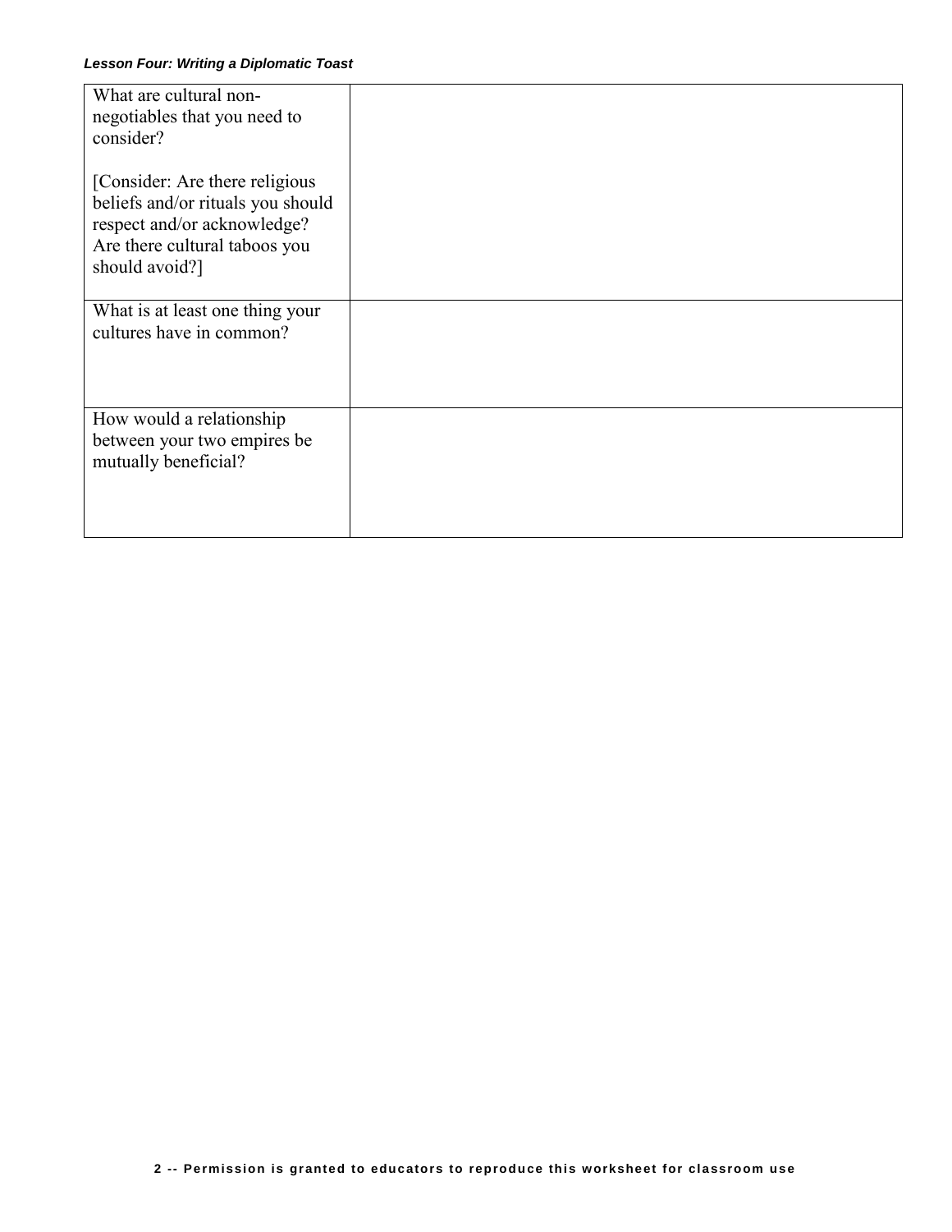| | |
|---|---|
| What are cultural non-negotiables that you need to consider?<br><br>[Consider: Are there religious beliefs and/or rituals you should respect and/or acknowledge? Are there cultural taboos you should avoid?] | |
| What is at least one thing your cultures have in common? | |
| How would a relationship between your two empires be mutually beneficial? | |